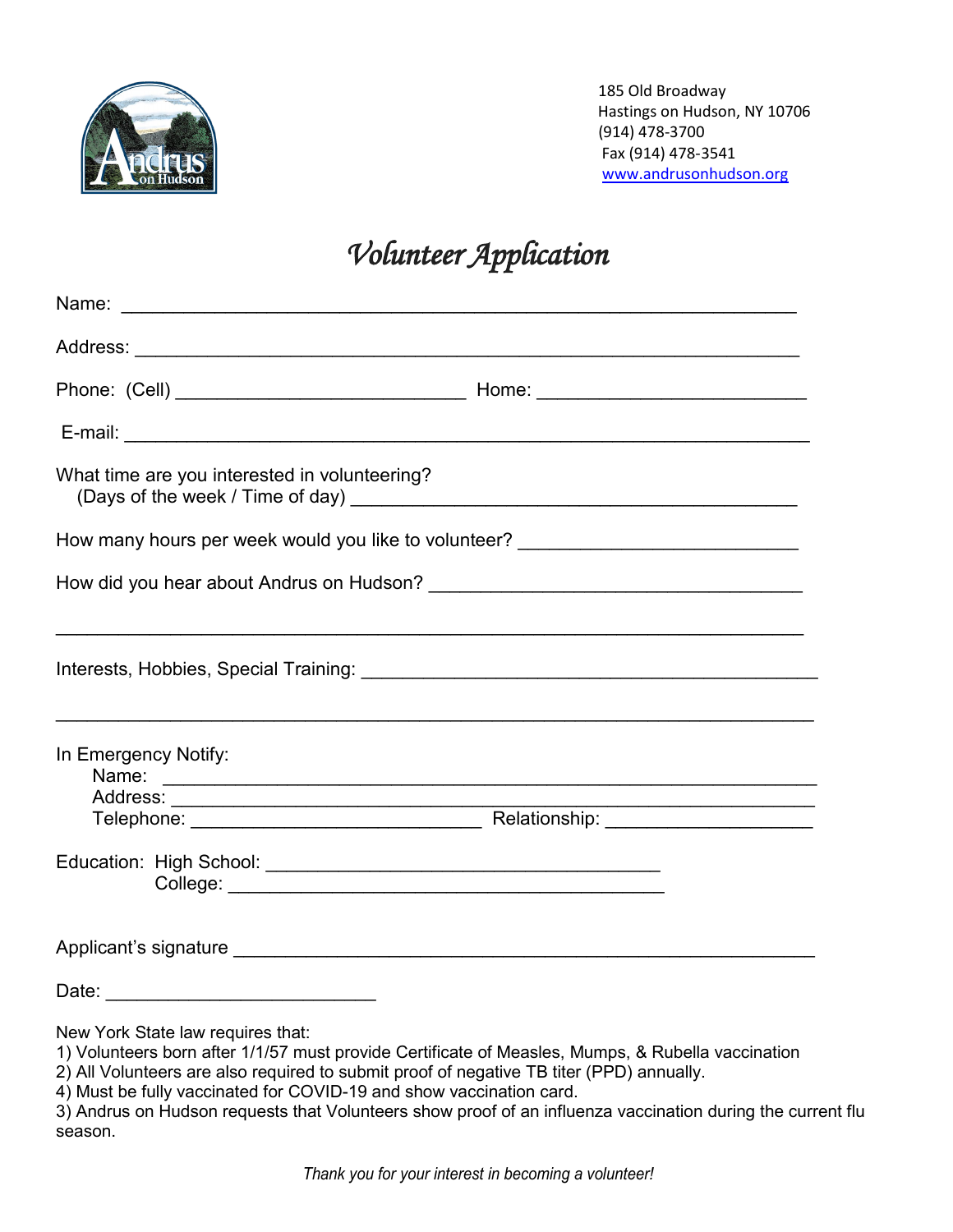185 Old Broadway
Hastings on Hudson, NY 10706
(914) 478-3700
Fax (914) 478-3541
www.andrusonhudson.org

# *Volunteer Application*

Name: ______________________________________________________________

Address: ____________________________________________________________

Phone: (Cell) ___________________________ Home: _________________________

E-mail: ______________________________________________________________

What time are you interested in volunteering?
(Days of the week / Time of day) __________________________________________

How many hours per week would you like to volunteer? __________________________

How did you hear about Andrus on Hudson? ___________________________________

______________________________________________________________________

Interests, Hobbies, Special Training: ________________________________________

______________________________________________________________________

In Emergency Notify:
Name: ____________________________________________________________
Address: __________________________________________________________
Telephone: ___________________________ Relationship: ___________________

Education: High School: _____________________________________
College: _________________________________________

Applicant's signature _______________________________________________________

Date: __________________________

New York State law requires that:
1) Volunteers born after 1/1/57 must provide Certificate of Measles, Mumps, & Rubella vaccination
2) All Volunteers are also required to submit proof of negative TB titer (PPD) annually.
4) Must be fully vaccinated for COVID-19 and show vaccination card.
3) Andrus on Hudson requests that Volunteers show proof of an influenza vaccination during the current flu season.

*Thank you for your interest in becoming a volunteer!*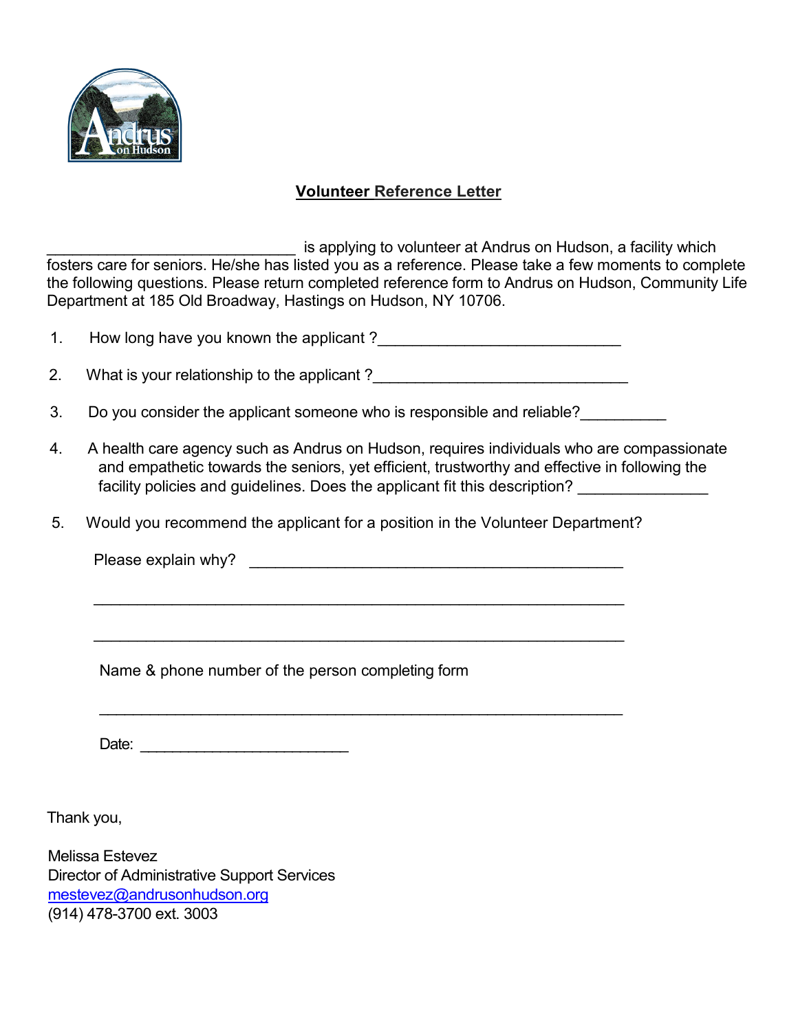Andrus on Hudson

## Volunteer Reference Letter

_____________________________ is applying to volunteer at Andrus on Hudson, a facility which fosters care for seniors. He/she has listed you as a reference. Please take a few moments to complete the following questions. Please return completed reference form to Andrus on Hudson, Community Life Department at 185 Old Broadway, Hastings on Hudson, NY 10706.

1. How long have you known the applicant ?____________________________

2. What is your relationship to the applicant ?______________________________

3. Do you consider the applicant someone who is responsible and reliable?__________

4. A health care agency such as Andrus on Hudson, requires individuals who are compassionate and empathetic towards the seniors, yet efficient, trustworthy and effective in following the facility policies and guidelines. Does the applicant fit this description? _______________

5. Would you recommend the applicant for a position in the Volunteer Department?

   Please explain why? ____________________________________________

   ______________________________________________________________

   ______________________________________________________________

   Name & phone number of the person completing form

   ______________________________________________________________

   Date: _________________________

Thank you,

Melissa Estevez
Director of Administrative Support Services
mestevez@andrusonhudson.org
(914) 478-3700 ext. 3003